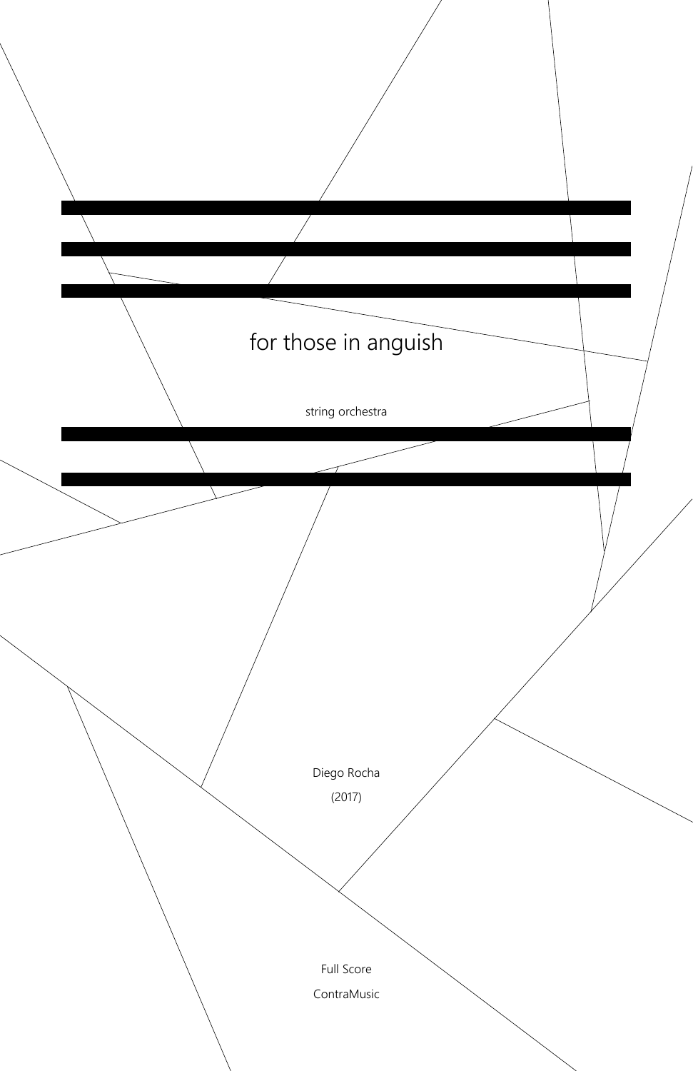# for those in anguish

string orchestra

Diego Rocha

(2017)

Full Score

ContraMusic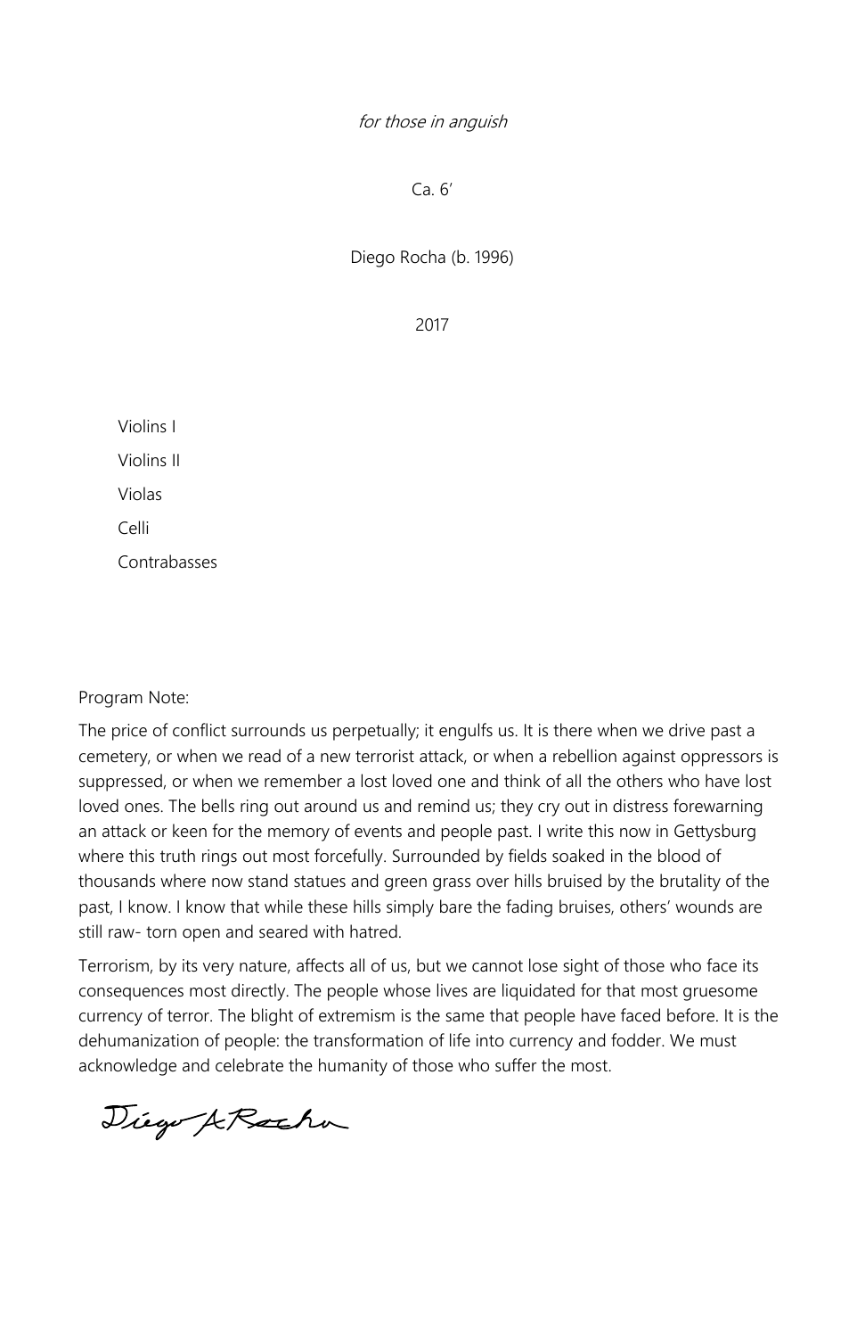*for those in anguish*

Ca. 6’

Diego Rocha (b. 1996)

2017

Violins I

Violins II

Violas

Celli

Contrabasses

Program Note:

The price of conflict surrounds us perpetually; it engulfs us. It is there when we drive past a cemetery, or when we read of a new terrorist attack, or when a rebellion against oppressors is suppressed, or when we remember a lost loved one and think of all the others who have lost loved ones. The bells ring out around us and remind us; they cry out in distress forewarning an attack or keen for the memory of events and people past. I write this now in Gettysburg where this truth rings out most forcefully. Surrounded by fields soaked in the blood of thousands where now stand statues and green grass over hills bruised by the brutality of the past, I know. I know that while these hills simply bare the fading bruises, others’ wounds are still raw- torn open and seared with hatred.

Terrorism, by its very nature, affects all of us, but we cannot lose sight of those who face its consequences most directly. The people whose lives are liquidated for that most gruesome currency of terror. The blight of extremism is the same that people have faced before. It is the dehumanization of people: the transformation of life into currency and fodder. We must acknowledge and celebrate the humanity of those who suffer the most.

Diego A Rocha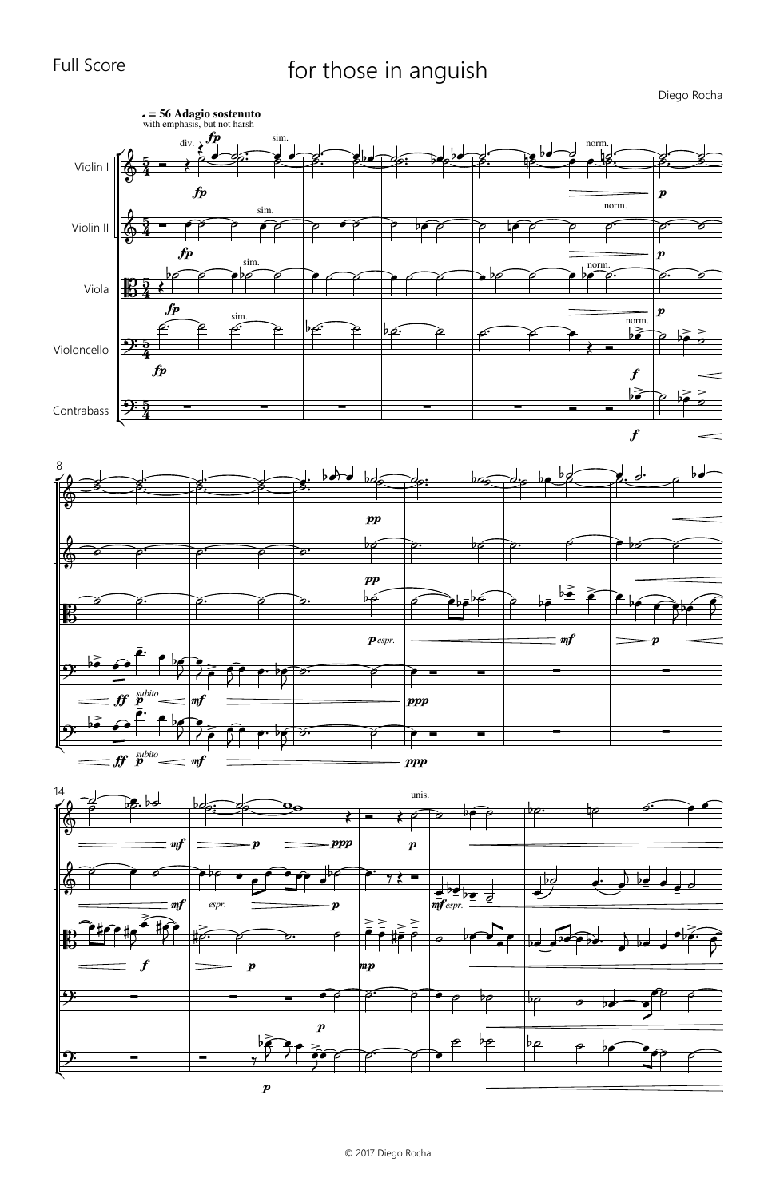Full Score

# for those in anguish

Diego Rocha

♩ = 56 Adagio sostenuto
with emphasis, but not harsh

Violin I
Violin II
Viola
Violoncello
Contrabass

© 2017 Diego Rocha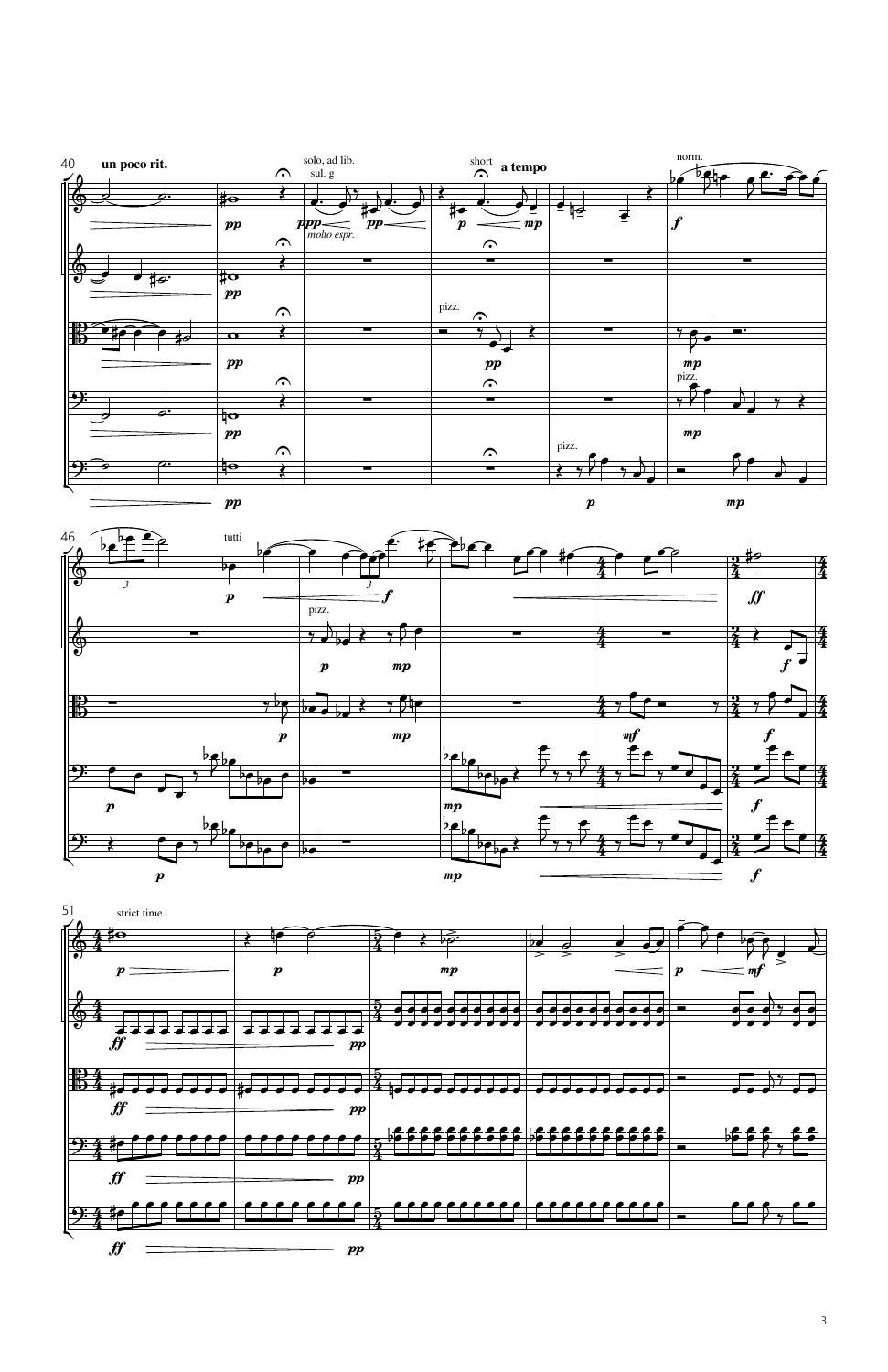un poco rit.

solo, ad lib.

sul. g

*molto espr.*

short

a tempo

pizz.

norm.

tutti

strict time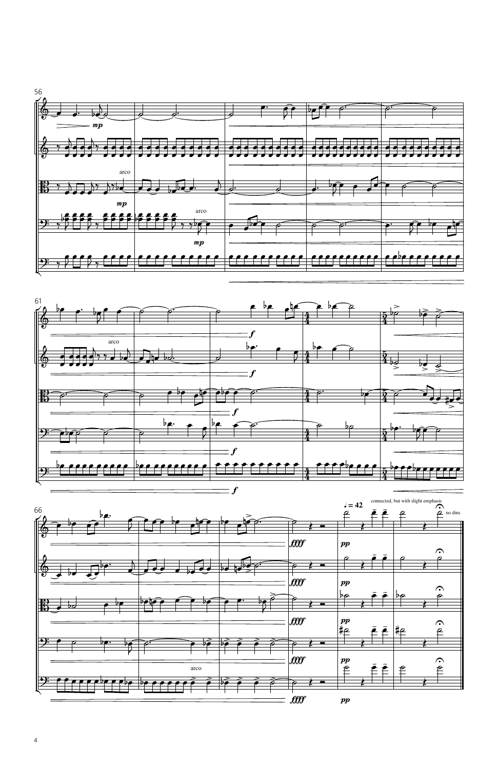56

*mp*

arco

*mp*

arco

*mp*

61

arco

*f*

66

♩ = 42

connected, but with slight emphasis

no dim.

*ffff*

*pp*

arco